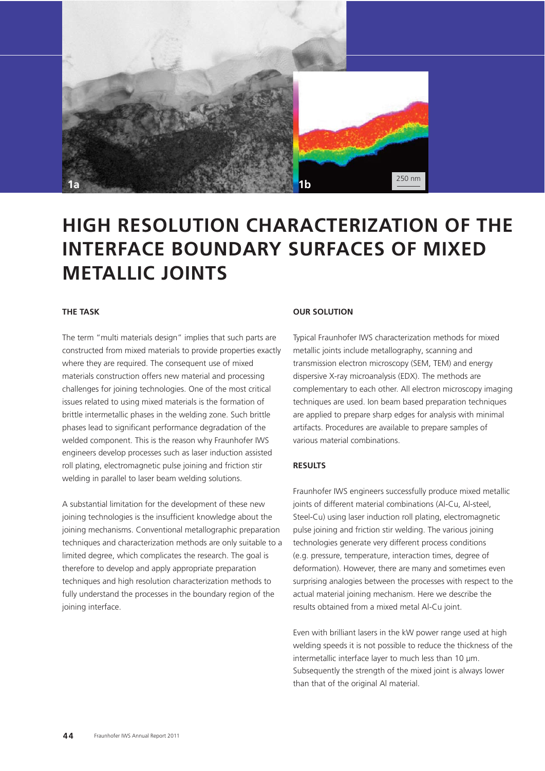# HIGH RESOLUTION CHARACTERIZATION OF THE INTERFACE BOUNDARY SURFACES OF MIXED METALLIC JOINTS

## THE TASK

The term "multi materials design" implies that such parts are constructed from mixed materials to provide properties exactly where they are required. The consequent use of mixed materials construction offers new material and processing challenges for joining technologies. One of the most critical issues related to using mixed materials is the formation of brittle intermetallic phases in the welding zone. Such brittle phases lead to significant performance degradation of the welded component. This is the reason why Fraunhofer IWS engineers develop processes such as laser induction assisted roll plating, electromagnetic pulse joining and friction stir welding in parallel to laser beam welding solutions.

A substantial limitation for the development of these new joining technologies is the insufficient knowledge about the joining mechanisms. Conventional metallographic preparation techniques and characterization methods are only suitable to a limited degree, which complicates the research. The goal is therefore to develop and apply appropriate preparation techniques and high resolution characterization methods to fully understand the processes in the boundary region of the joining interface.

## OUR SOLUTION

Typical Fraunhofer IWS characterization methods for mixed metallic joints include metallography, scanning and transmission electron microscopy (SEM, TEM) and energy dispersive X-ray microanalysis (EDX). The methods are complementary to each other. All electron microscopy imaging techniques are used. Ion beam based preparation techniques are applied to prepare sharp edges for analysis with minimal artifacts. Procedures are available to prepare samples of various material combinations.

## RESULTS

Fraunhofer IWS engineers successfully produce mixed metallic joints of different material combinations (Al-Cu, Al-steel, Steel-Cu) using laser induction roll plating, electromagnetic pulse joining and friction stir welding. The various joining technologies generate very different process conditions (e.g. pressure, temperature, interaction times, degree of deformation). However, there are many and sometimes even surprising analogies between the processes with respect to the actual material joining mechanism. Here we describe the results obtained from a mixed metal Al-Cu joint.

Even with brilliant lasers in the kW power range used at high welding speeds it is not possible to reduce the thickness of the intermetallic interface layer to much less than 10 µm. Subsequently the strength of the mixed joint is always lower than that of the original Al material.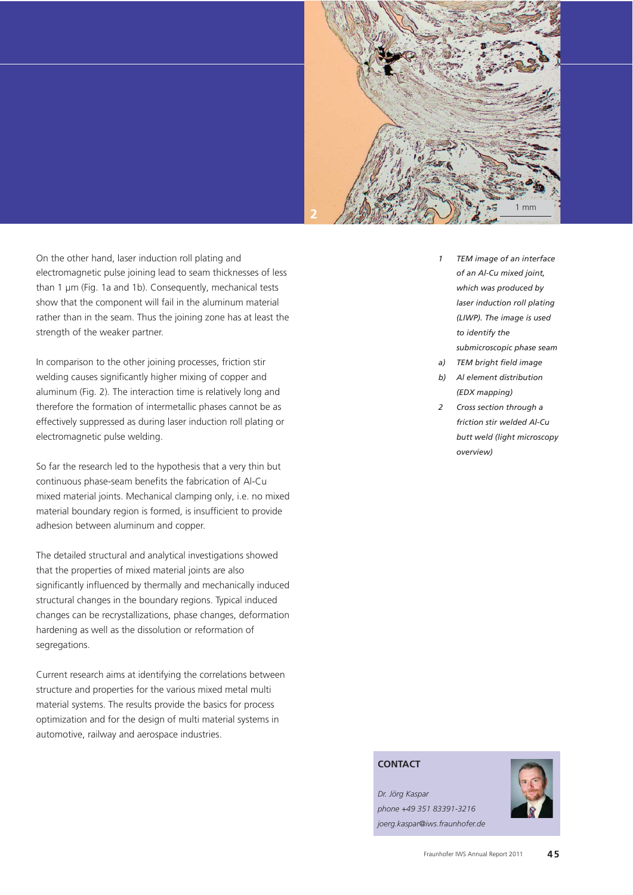On the other hand, laser induction roll plating and electromagnetic pulse joining lead to seam thicknesses of less than 1 µm (Fig. 1a and 1b). Consequently, mechanical tests show that the component will fail in the aluminum material rather than in the seam. Thus the joining zone has at least the strength of the weaker partner.

In comparison to the other joining processes, friction stir welding causes significantly higher mixing of copper and aluminum (Fig. 2). The interaction time is relatively long and therefore the formation of intermetallic phases cannot be as effectively suppressed as during laser induction roll plating or electromagnetic pulse welding.

So far the research led to the hypothesis that a very thin but continuous phase-seam benefits the fabrication of Al-Cu mixed material joints. Mechanical clamping only, i.e. no mixed material boundary region is formed, is insufficient to provide adhesion between aluminum and copper.

The detailed structural and analytical investigations showed that the properties of mixed material joints are also significantly influenced by thermally and mechanically induced structural changes in the boundary regions. Typical induced changes can be recrystallizations, phase changes, deformation hardening as well as the dissolution or reformation of segregations.

Current research aims at identifying the correlations between structure and properties for the various mixed metal multi material systems. The results provide the basics for process optimization and for the design of multi material systems in automotive, railway and aerospace industries.

*1 TEM image of an interface of an Al-Cu mixed joint, which was produced by laser induction roll plating (LIWP). The image is used to identify the submicroscopic phase seam*

*a) TEM bright field image*

*b) Al element distribution (EDX mapping)*

*2 Cross section through a friction stir welded Al-Cu butt weld (light microscopy overview)*

**CONTACT**

*Dr. Jörg Kaspar*

*phone +49 351 83391-3216*

*joerg.kaspar@iws.fraunhofer.de*